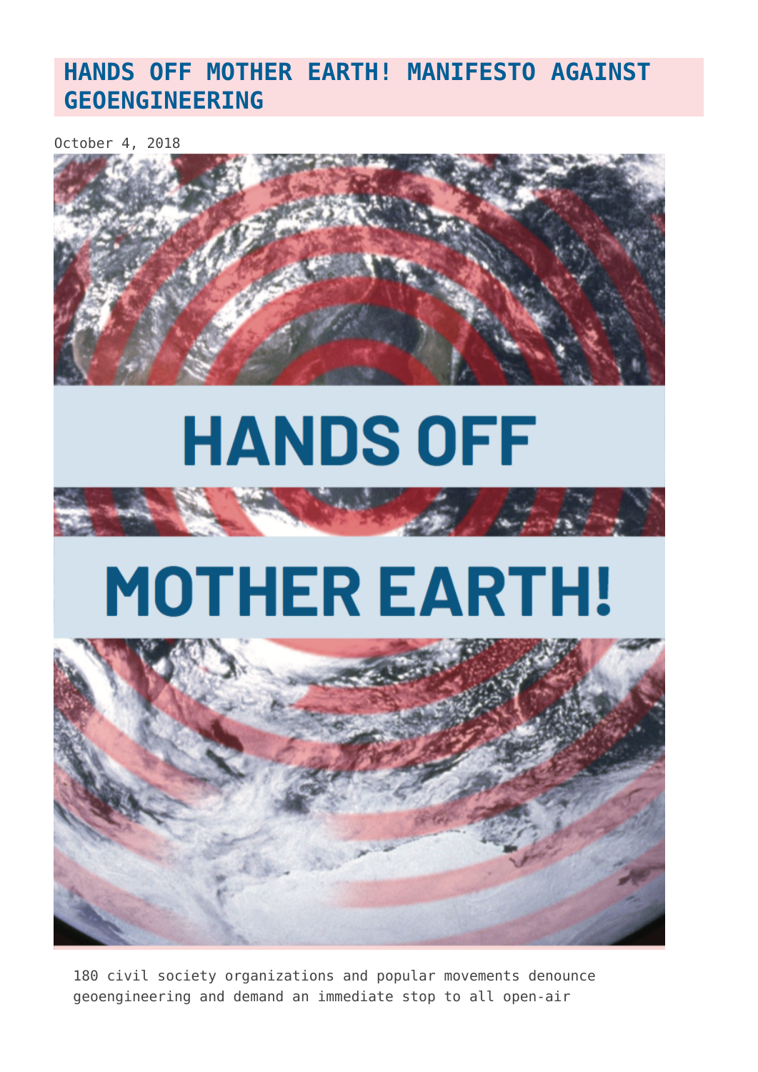# HANDS OFF MOTHER EARTH! MANIFESTO AGAINST GEOENGINEERING

October 4, 2018

180 civil society organizations and popular movements denounce geoengineering and demand an immediate stop to all open-air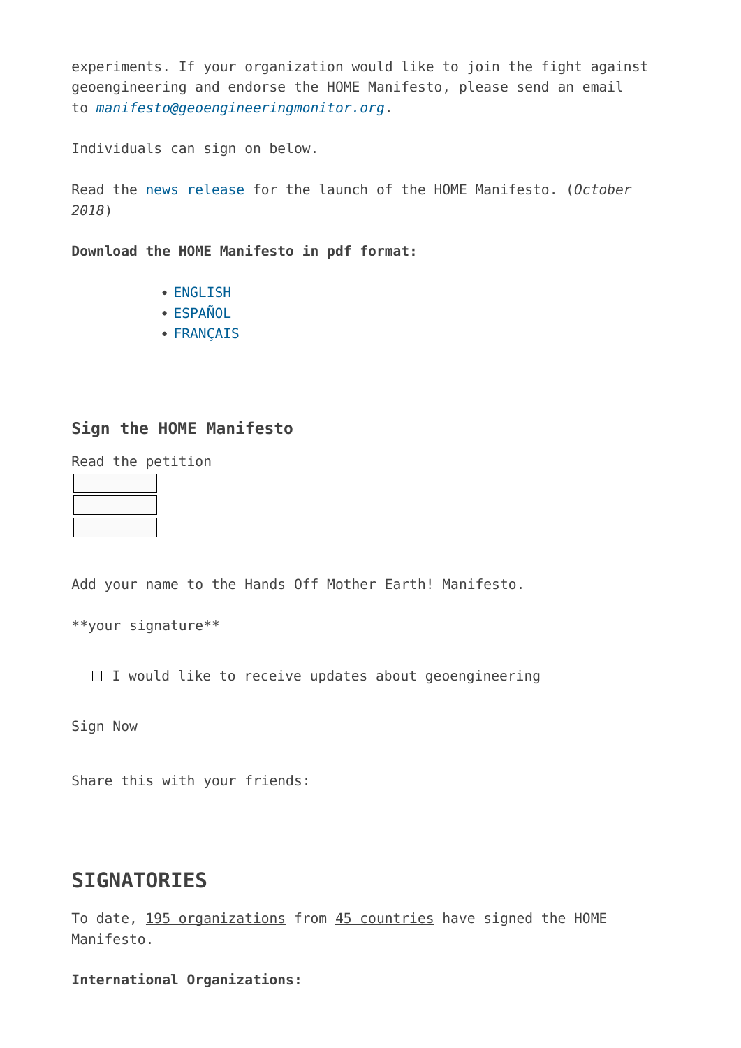experiments. If your organization would like to join the fight against geoengineering and endorse the HOME Manifesto, please send an email to *manifesto@geoengineeringmonitor.org*.

Individuals can sign on below.

Read the news release for the launch of the HOME Manifesto. (*October 2018*)

**Download the HOME Manifesto in pdf format:**

- ENGLISH
- ESPAÑOL
- FRANÇAIS

### Sign the HOME Manifesto

Read the petition

Add your name to the Hands Off Mother Earth! Manifesto.

\*\*your signature\*\*

- [ ] I would like to receive updates about geoengineering

Sign Now

Share this with your friends:

## SIGNATORIES

To date, 195 organizations from 45 countries have signed the HOME Manifesto.

**International Organizations:**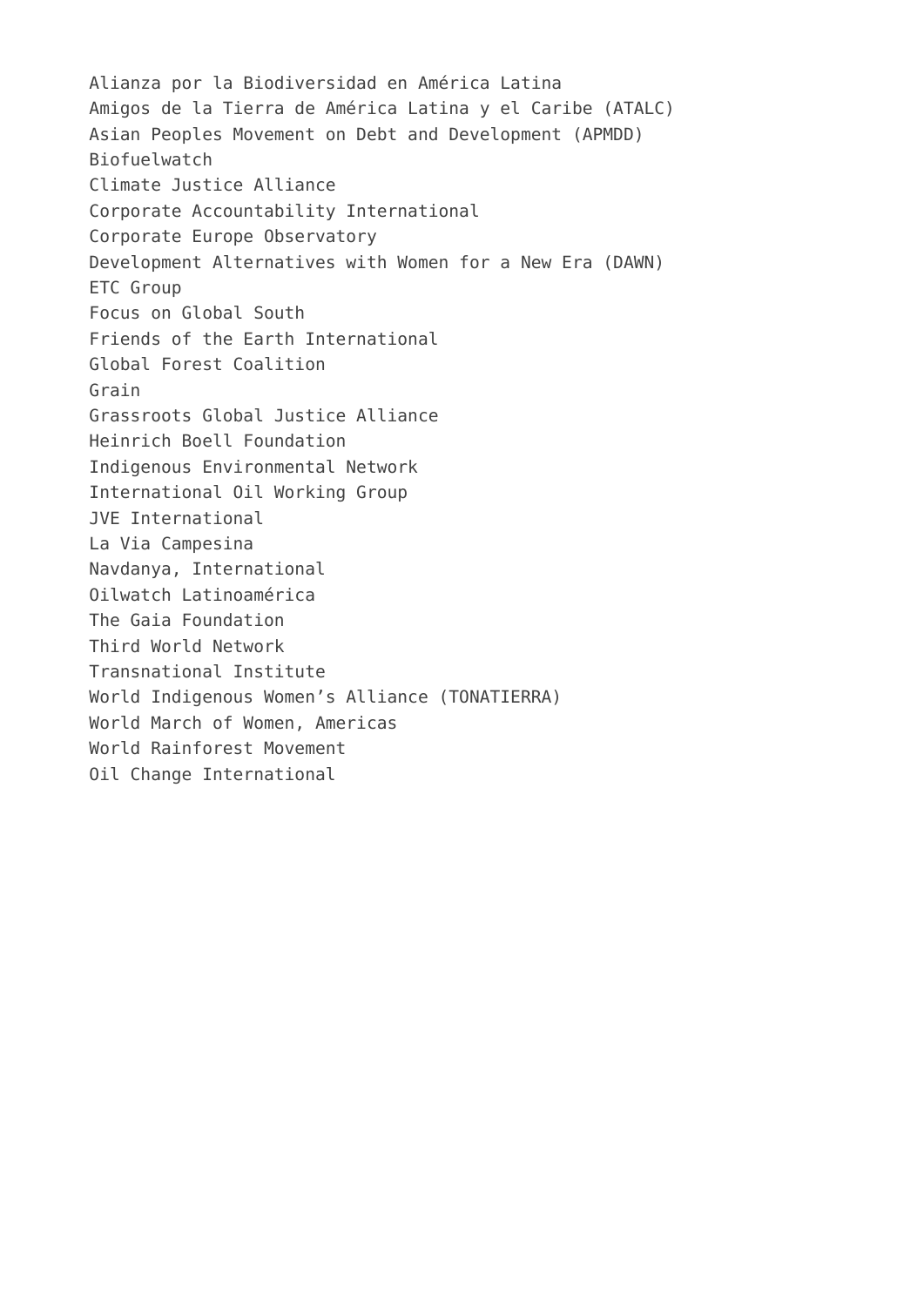Alianza por la Biodiversidad en América Latina
Amigos de la Tierra de América Latina y el Caribe (ATALC)
Asian Peoples Movement on Debt and Development (APMDD)
Biofuelwatch
Climate Justice Alliance
Corporate Accountability International
Corporate Europe Observatory
Development Alternatives with Women for a New Era (DAWN)
ETC Group
Focus on Global South
Friends of the Earth International
Global Forest Coalition
Grain
Grassroots Global Justice Alliance
Heinrich Boell Foundation
Indigenous Environmental Network
International Oil Working Group
JVE International
La Via Campesina
Navdanya, International
Oilwatch Latinoamérica
The Gaia Foundation
Third World Network
Transnational Institute
World Indigenous Women’s Alliance (TONATIERRA)
World March of Women, Americas
World Rainforest Movement
Oil Change International